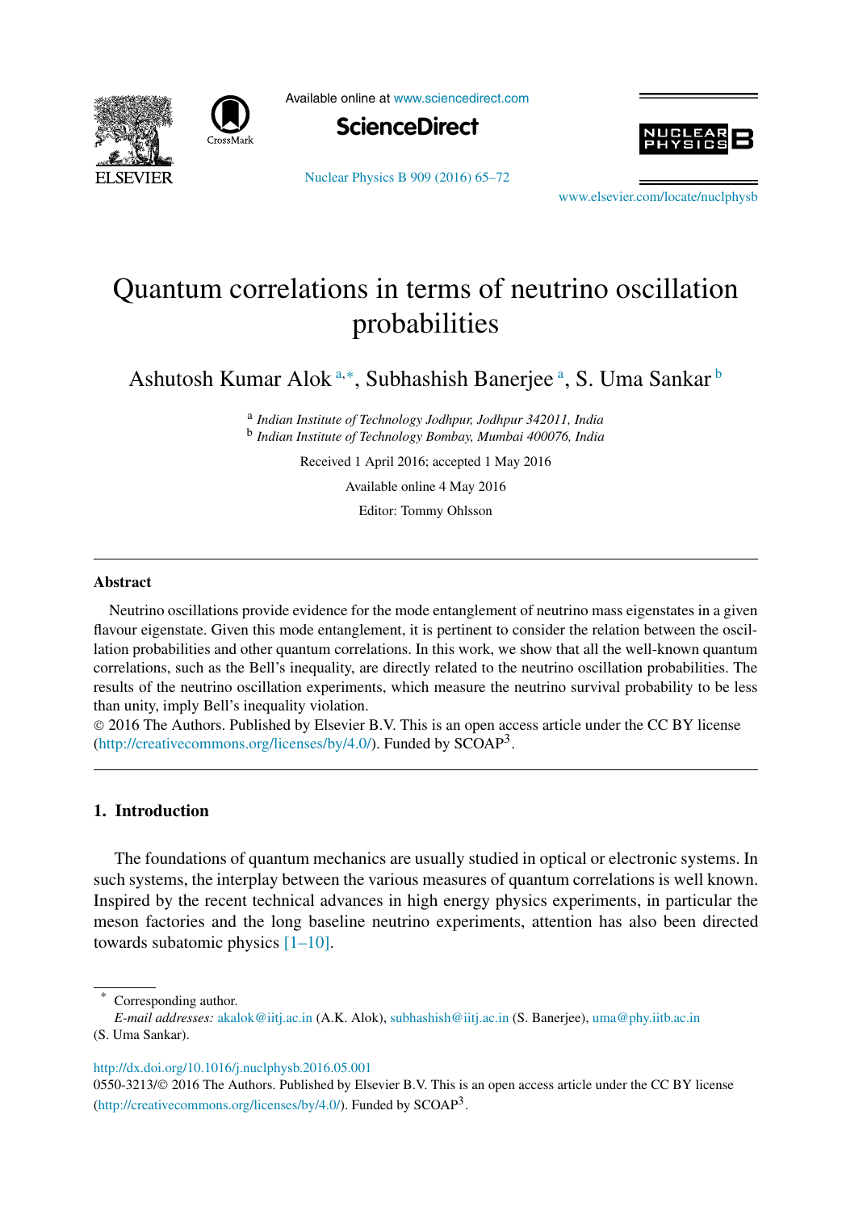# Quantum correlations in terms of neutrino oscillation probabilities

Ashutosh Kumar Alok [a,*], Subhashish Banerjee [a], S. Uma Sankar [b]

[a] *Indian Institute of Technology Jodhpur, Jodhpur 342011, India*
[b] *Indian Institute of Technology Bombay, Mumbai 400076, India*

Received 1 April 2016; accepted 1 May 2016

Available online 4 May 2016

Editor: Tommy Ohlsson

## Abstract

Neutrino oscillations provide evidence for the mode entanglement of neutrino mass eigenstates in a given flavour eigenstate. Given this mode entanglement, it is pertinent to consider the relation between the oscillation probabilities and other quantum correlations. In this work, we show that all the well-known quantum correlations, such as the Bell's inequality, are directly related to the neutrino oscillation probabilities. The results of the neutrino oscillation experiments, which measure the neutrino survival probability to be less than unity, imply Bell's inequality violation.

© 2016 The Authors. Published by Elsevier B.V. This is an open access article under the CC BY license (http://creativecommons.org/licenses/by/4.0/). Funded by SCOAP[3].

## 1. Introduction

The foundations of quantum mechanics are usually studied in optical or electronic systems. In such systems, the interplay between the various measures of quantum correlations is well known. Inspired by the recent technical advances in high energy physics experiments, in particular the meson factories and the long baseline neutrino experiments, attention has also been directed towards subatomic physics [1–10].

---

\* Corresponding author.

*E-mail addresses:* akalok@iitj.ac.in (A.K. Alok), subhashish@iitj.ac.in (S. Banerjee), uma@phy.iitb.ac.in (S. Uma Sankar).

http://dx.doi.org/10.1016/j.nuclphysb.2016.05.001

0550-3213/© 2016 The Authors. Published by Elsevier B.V. This is an open access article under the CC BY license (http://creativecommons.org/licenses/by/4.0/). Funded by SCOAP[3].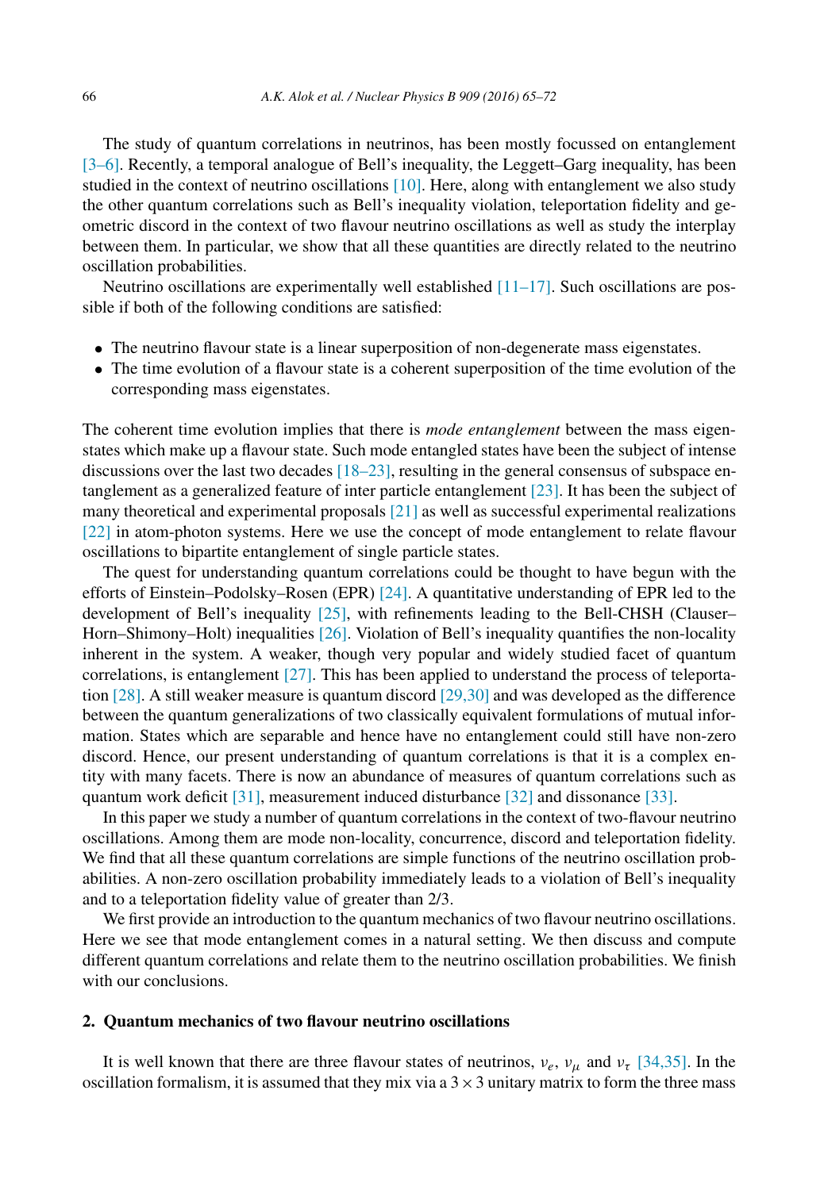The study of quantum correlations in neutrinos, has been mostly focussed on entanglement [3–6]. Recently, a temporal analogue of Bell's inequality, the Leggett–Garg inequality, has been studied in the context of neutrino oscillations [10]. Here, along with entanglement we also study the other quantum correlations such as Bell's inequality violation, teleportation fidelity and geometric discord in the context of two flavour neutrino oscillations as well as study the interplay between them. In particular, we show that all these quantities are directly related to the neutrino oscillation probabilities.

Neutrino oscillations are experimentally well established [11–17]. Such oscillations are possible if both of the following conditions are satisfied:

- The neutrino flavour state is a linear superposition of non-degenerate mass eigenstates.
- The time evolution of a flavour state is a coherent superposition of the time evolution of the corresponding mass eigenstates.

The coherent time evolution implies that there is *mode entanglement* between the mass eigenstates which make up a flavour state. Such mode entangled states have been the subject of intense discussions over the last two decades [18–23], resulting in the general consensus of subspace entanglement as a generalized feature of inter particle entanglement [23]. It has been the subject of many theoretical and experimental proposals [21] as well as successful experimental realizations [22] in atom-photon systems. Here we use the concept of mode entanglement to relate flavour oscillations to bipartite entanglement of single particle states.

The quest for understanding quantum correlations could be thought to have begun with the efforts of Einstein–Podolsky–Rosen (EPR) [24]. A quantitative understanding of EPR led to the development of Bell's inequality [25], with refinements leading to the Bell-CHSH (Clauser–Horn–Shimony–Holt) inequalities [26]. Violation of Bell's inequality quantifies the non-locality inherent in the system. A weaker, though very popular and widely studied facet of quantum correlations, is entanglement [27]. This has been applied to understand the process of teleportation [28]. A still weaker measure is quantum discord [29,30] and was developed as the difference between the quantum generalizations of two classically equivalent formulations of mutual information. States which are separable and hence have no entanglement could still have non-zero discord. Hence, our present understanding of quantum correlations is that it is a complex entity with many facets. There is now an abundance of measures of quantum correlations such as quantum work deficit [31], measurement induced disturbance [32] and dissonance [33].

In this paper we study a number of quantum correlations in the context of two-flavour neutrino oscillations. Among them are mode non-locality, concurrence, discord and teleportation fidelity. We find that all these quantum correlations are simple functions of the neutrino oscillation probabilities. A non-zero oscillation probability immediately leads to a violation of Bell's inequality and to a teleportation fidelity value of greater than 2/3.

We first provide an introduction to the quantum mechanics of two flavour neutrino oscillations. Here we see that mode entanglement comes in a natural setting. We then discuss and compute different quantum correlations and relate them to the neutrino oscillation probabilities. We finish with our conclusions.

## 2. Quantum mechanics of two flavour neutrino oscillations

It is well known that there are three flavour states of neutrinos, $\nu_e$, $\nu_\mu$ and $\nu_\tau$ [34,35]. In the oscillation formalism, it is assumed that they mix via a $3 \times 3$ unitary matrix to form the three mass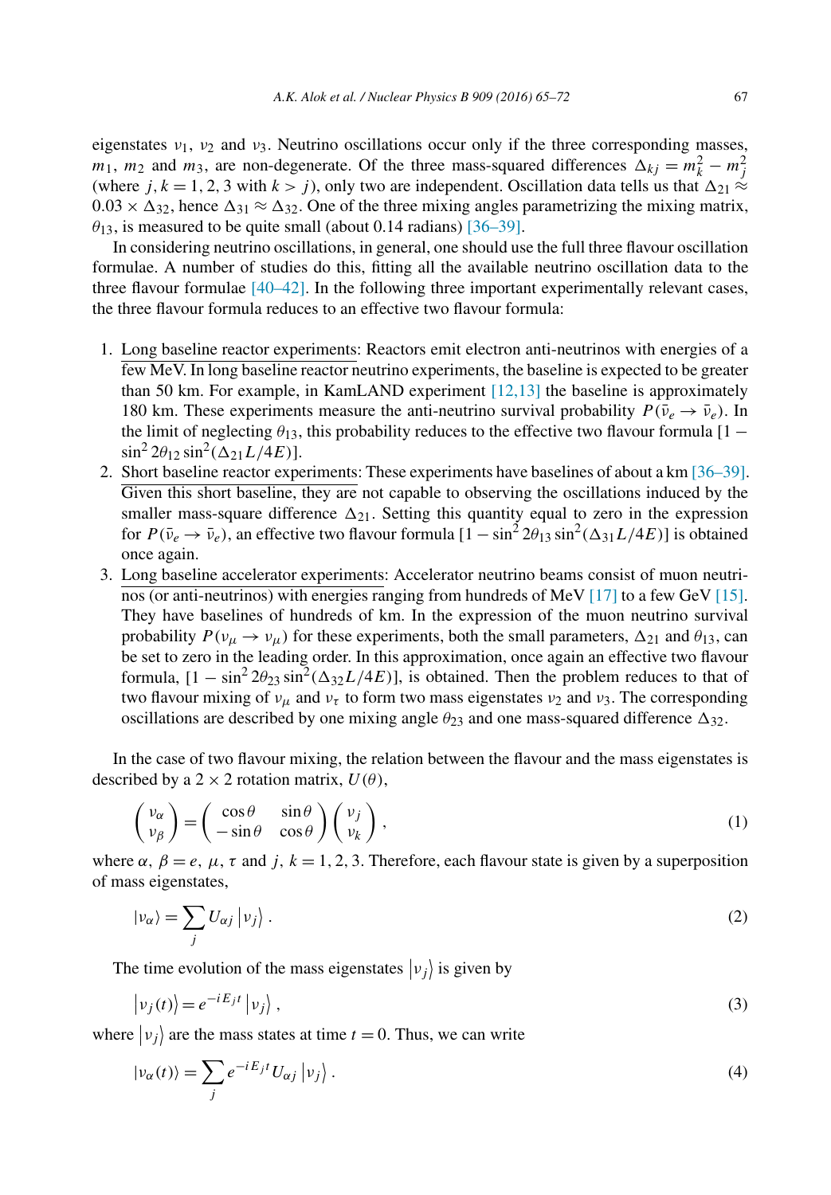eigenstates $\nu_1$, $\nu_2$ and $\nu_3$. Neutrino oscillations occur only if the three corresponding masses, $m_1$, $m_2$ and $m_3$, are non-degenerate. Of the three mass-squared differences $\Delta_{kj} = m_k^2 - m_j^2$ (where $j, k = 1, 2, 3$ with $k > j$), only two are independent. Oscillation data tells us that $\Delta_{21} \approx 0.03 \times \Delta_{32}$, hence $\Delta_{31} \approx \Delta_{32}$. One of the three mixing angles parametrizing the mixing matrix, $\theta_{13}$, is measured to be quite small (about 0.14 radians) [36–39].

In considering neutrino oscillations, in general, one should use the full three flavour oscillation formulae. A number of studies do this, fitting all the available neutrino oscillation data to the three flavour formulae [40–42]. In the following three important experimentally relevant cases, the three flavour formula reduces to an effective two flavour formula:

1. Long baseline reactor experiments: Reactors emit electron anti-neutrinos with energies of a few MeV. In long baseline reactor neutrino experiments, the baseline is expected to be greater than 50 km. For example, in KamLAND experiment [12,13] the baseline is approximately 180 km. These experiments measure the anti-neutrino survival probability $P(\bar{\nu}_e \to \bar{\nu}_e)$. In the limit of neglecting $\theta_{13}$, this probability reduces to the effective two flavour formula $[1 - \sin^2 2\theta_{12} \sin^2(\Delta_{21} L/4E)]$.
2. Short baseline reactor experiments: These experiments have baselines of about a km [36–39]. Given this short baseline, they are not capable to observing the oscillations induced by the smaller mass-square difference $\Delta_{21}$. Setting this quantity equal to zero in the expression for $P(\bar{\nu}_e \to \bar{\nu}_e)$, an effective two flavour formula $[1 - \sin^2 2\theta_{13} \sin^2(\Delta_{31} L/4E)]$ is obtained once again.
3. Long baseline accelerator experiments: Accelerator neutrino beams consist of muon neutrinos (or anti-neutrinos) with energies ranging from hundreds of MeV [17] to a few GeV [15]. They have baselines of hundreds of km. In the expression of the muon neutrino survival probability $P(\nu_\mu \to \nu_\mu)$ for these experiments, both the small parameters, $\Delta_{21}$ and $\theta_{13}$, can be set to zero in the leading order. In this approximation, once again an effective two flavour formula, $[1 - \sin^2 2\theta_{23} \sin^2(\Delta_{32} L/4E)]$, is obtained. Then the problem reduces to that of two flavour mixing of $\nu_\mu$ and $\nu_\tau$ to form two mass eigenstates $\nu_2$ and $\nu_3$. The corresponding oscillations are described by one mixing angle $\theta_{23}$ and one mass-squared difference $\Delta_{32}$.

In the case of two flavour mixing, the relation between the flavour and the mass eigenstates is described by a $2 \times 2$ rotation matrix, $U(\theta)$,

$$\begin{pmatrix} \nu_\alpha \\ \nu_\beta \end{pmatrix} = \begin{pmatrix} \cos\theta & \sin\theta \\ -\sin\theta & \cos\theta \end{pmatrix} \begin{pmatrix} \nu_j \\ \nu_k \end{pmatrix}, \tag{1}$$

where $\alpha,\ \beta = e,\ \mu,\ \tau$ and $j,\ k = 1, 2, 3$. Therefore, each flavour state is given by a superposition of mass eigenstates,

$$|\nu_\alpha\rangle = \sum_j U_{\alpha j} \left|\nu_j\right\rangle. \tag{2}$$

The time evolution of the mass eigenstates $\left|\nu_j\right\rangle$ is given by

$$\left|\nu_j(t)\right\rangle = e^{-iE_j t} \left|\nu_j\right\rangle, \tag{3}$$

where $\left|\nu_j\right\rangle$ are the mass states at time $t = 0$. Thus, we can write

$$|\nu_\alpha(t)\rangle = \sum_j e^{-iE_j t} U_{\alpha j} \left|\nu_j\right\rangle. \tag{4}$$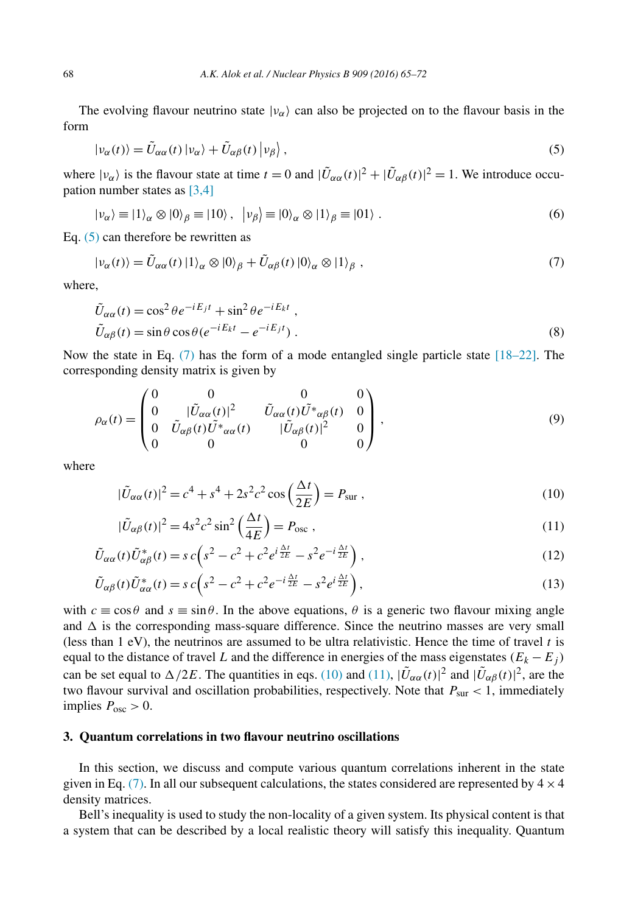The evolving flavour neutrino state $|\nu_\alpha\rangle$ can also be projected on to the flavour basis in the form

$$|\nu_\alpha(t)\rangle = \tilde{U}_{\alpha\alpha}(t)\,|\nu_\alpha\rangle + \tilde{U}_{\alpha\beta}(t)\,\left|\nu_\beta\right\rangle , \tag{5}$$

where $|\nu_\alpha\rangle$ is the flavour state at time $t = 0$ and $|\tilde{U}_{\alpha\alpha}(t)|^2 + |\tilde{U}_{\alpha\beta}(t)|^2 = 1$. We introduce occupation number states as [3,4]

$$|\nu_\alpha\rangle \equiv |1\rangle_\alpha \otimes |0\rangle_\beta \equiv |10\rangle\,, \quad \left|\nu_\beta\right\rangle \equiv |0\rangle_\alpha \otimes |1\rangle_\beta \equiv |01\rangle\ . \tag{6}$$

Eq. (5) can therefore be rewritten as

$$|\nu_\alpha(t)\rangle = \tilde{U}_{\alpha\alpha}(t)\,|1\rangle_\alpha \otimes |0\rangle_\beta + \tilde{U}_{\alpha\beta}(t)\,|0\rangle_\alpha \otimes |1\rangle_\beta\ , \tag{7}$$

where,

$$\begin{aligned}
\tilde{U}_{\alpha\alpha}(t) &= \cos^2\theta e^{-iE_j t} + \sin^2\theta e^{-iE_k t}\ , \\
\tilde{U}_{\alpha\beta}(t) &= \sin\theta\cos\theta(e^{-iE_k t} - e^{-iE_j t})\ .
\end{aligned} \tag{8}$$

Now the state in Eq. (7) has the form of a mode entangled single particle state [18–22]. The corresponding density matrix is given by

$$\rho_\alpha(t) = \begin{pmatrix} 0 & 0 & 0 & 0 \\ 0 & |\tilde{U}_{\alpha\alpha}(t)|^2 & \tilde{U}_{\alpha\alpha}(t)\tilde{U}^*{}_{\alpha\beta}(t) & 0 \\ 0 & \tilde{U}_{\alpha\beta}(t)\tilde{U}^*{}_{\alpha\alpha}(t) & |\tilde{U}_{\alpha\beta}(t)|^2 & 0 \\ 0 & 0 & 0 & 0 \end{pmatrix}, \tag{9}$$

where

$$|\tilde{U}_{\alpha\alpha}(t)|^2 = c^4 + s^4 + 2s^2c^2\cos\left(\frac{\Delta t}{2E}\right) = P_{\text{sur}}\ , \tag{10}$$

$$|\tilde{U}_{\alpha\beta}(t)|^2 = 4s^2c^2\sin^2\left(\frac{\Delta t}{4E}\right) = P_{\text{osc}}\ , \tag{11}$$

$$\tilde{U}_{\alpha\alpha}(t)\tilde{U}^*_{\alpha\beta}(t) = s\,c\Big(s^2 - c^2 + c^2 e^{i\frac{\Delta t}{2E}} - s^2 e^{-i\frac{\Delta t}{2E}}\Big)\ , \tag{12}$$

$$\tilde{U}_{\alpha\beta}(t)\tilde{U}^*_{\alpha\alpha}(t) = s\,c\Big(s^2 - c^2 + c^2 e^{-i\frac{\Delta t}{2E}} - s^2 e^{i\frac{\Delta t}{2E}}\Big), \tag{13}$$

with $c \equiv \cos\theta$ and $s \equiv \sin\theta$. In the above equations, $\theta$ is a generic two flavour mixing angle and $\Delta$ is the corresponding mass-square difference. Since the neutrino masses are very small (less than 1 eV), the neutrinos are assumed to be ultra relativistic. Hence the time of travel $t$ is equal to the distance of travel $L$ and the difference in energies of the mass eigenstates $(E_k - E_j)$ can be set equal to $\Delta/2E$. The quantities in eqs. (10) and (11), $|\tilde{U}_{\alpha\alpha}(t)|^2$ and $|\tilde{U}_{\alpha\beta}(t)|^2$, are the two flavour survival and oscillation probabilities, respectively. Note that $P_{\text{sur}} < 1$, immediately implies $P_{\text{osc}} > 0$.

## 3. Quantum correlations in two flavour neutrino oscillations

In this section, we discuss and compute various quantum correlations inherent in the state given in Eq. (7). In all our subsequent calculations, the states considered are represented by $4 \times 4$ density matrices.

Bell's inequality is used to study the non-locality of a given system. Its physical content is that a system that can be described by a local realistic theory will satisfy this inequality. Quantum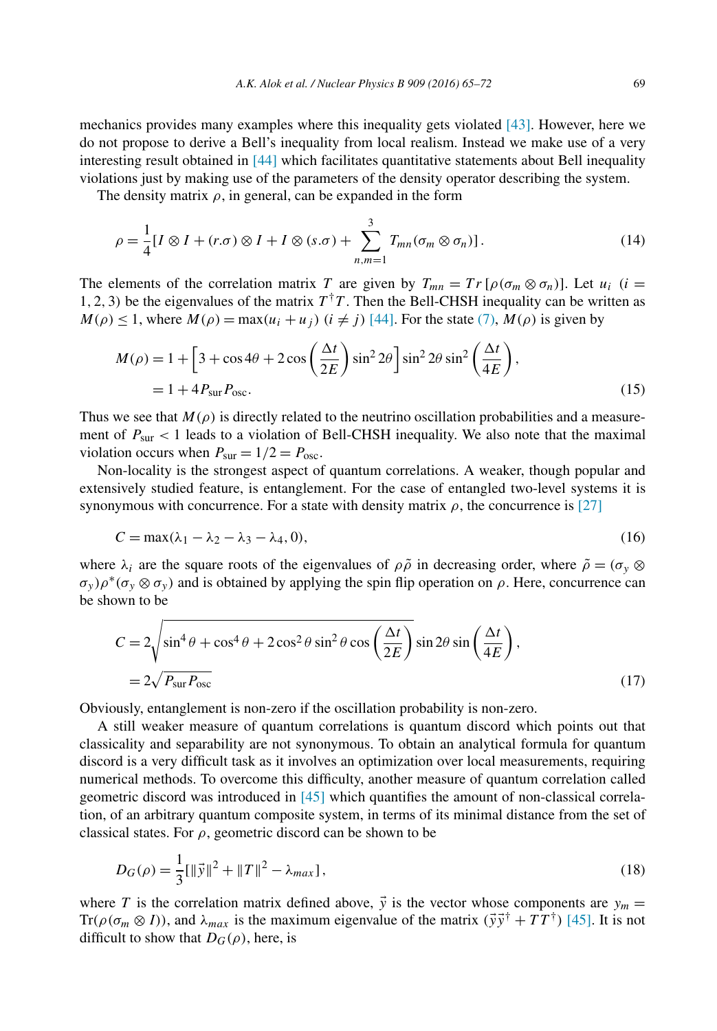mechanics provides many examples where this inequality gets violated [43]. However, here we do not propose to derive a Bell's inequality from local realism. Instead we make use of a very interesting result obtained in [44] which facilitates quantitative statements about Bell inequality violations just by making use of the parameters of the density operator describing the system.

The density matrix $\rho$, in general, can be expanded in the form

$$\rho = \frac{1}{4}[I \otimes I + (r.\sigma) \otimes I + I \otimes (s.\sigma) + \sum_{n,m=1}^{3} T_{mn}(\sigma_m \otimes \sigma_n)]. \tag{14}$$

The elements of the correlation matrix $T$ are given by $T_{mn} = Tr[\rho(\sigma_m \otimes \sigma_n)]$. Let $u_i$ $(i = 1, 2, 3)$ be the eigenvalues of the matrix $T^\dagger T$. Then the Bell-CHSH inequality can be written as $M(\rho) \leq 1$, where $M(\rho) = \max(u_i + u_j)$ $(i \neq j)$ [44]. For the state (7), $M(\rho)$ is given by

$$\begin{aligned} M(\rho) &= 1 + \left[3 + \cos 4\theta + 2\cos\left(\frac{\Delta t}{2E}\right)\sin^2 2\theta\right]\sin^2 2\theta \sin^2\left(\frac{\Delta t}{4E}\right), \\ &= 1 + 4P_{\text{sur}}P_{\text{osc}}. \end{aligned} \tag{15}$$

Thus we see that $M(\rho)$ is directly related to the neutrino oscillation probabilities and a measurement of $P_{\text{sur}} < 1$ leads to a violation of Bell-CHSH inequality. We also note that the maximal violation occurs when $P_{\text{sur}} = 1/2 = P_{\text{osc}}$.

Non-locality is the strongest aspect of quantum correlations. A weaker, though popular and extensively studied feature, is entanglement. For the case of entangled two-level systems it is synonymous with concurrence. For a state with density matrix $\rho$, the concurrence is [27]

$$C = \max(\lambda_1 - \lambda_2 - \lambda_3 - \lambda_4, 0), \tag{16}$$

where $\lambda_i$ are the square roots of the eigenvalues of $\rho\tilde{\rho}$ in decreasing order, where $\tilde{\rho} = (\sigma_y \otimes \sigma_y)\rho^*(\sigma_y \otimes \sigma_y)$ and is obtained by applying the spin flip operation on $\rho$. Here, concurrence can be shown to be

$$\begin{aligned} C &= 2\sqrt{\sin^4\theta + \cos^4\theta + 2\cos^2\theta\sin^2\theta\cos\left(\frac{\Delta t}{2E}\right)}\sin 2\theta \sin\left(\frac{\Delta t}{4E}\right), \\ &= 2\sqrt{P_{\text{sur}}P_{\text{osc}}} \end{aligned} \tag{17}$$

Obviously, entanglement is non-zero if the oscillation probability is non-zero.

A still weaker measure of quantum correlations is quantum discord which points out that classicality and separability are not synonymous. To obtain an analytical formula for quantum discord is a very difficult task as it involves an optimization over local measurements, requiring numerical methods. To overcome this difficulty, another measure of quantum correlation called geometric discord was introduced in [45] which quantifies the amount of non-classical correlation, of an arbitrary quantum composite system, in terms of its minimal distance from the set of classical states. For $\rho$, geometric discord can be shown to be

$$D_G(\rho) = \frac{1}{3}[\|\vec{y}\|^2 + \|T\|^2 - \lambda_{max}], \tag{18}$$

where $T$ is the correlation matrix defined above, $\vec{y}$ is the vector whose components are $y_m = \text{Tr}(\rho(\sigma_m \otimes I))$, and $\lambda_{max}$ is the maximum eigenvalue of the matrix $(\vec{y}\vec{y}^\dagger + TT^\dagger)$ [45]. It is not difficult to show that $D_G(\rho)$, here, is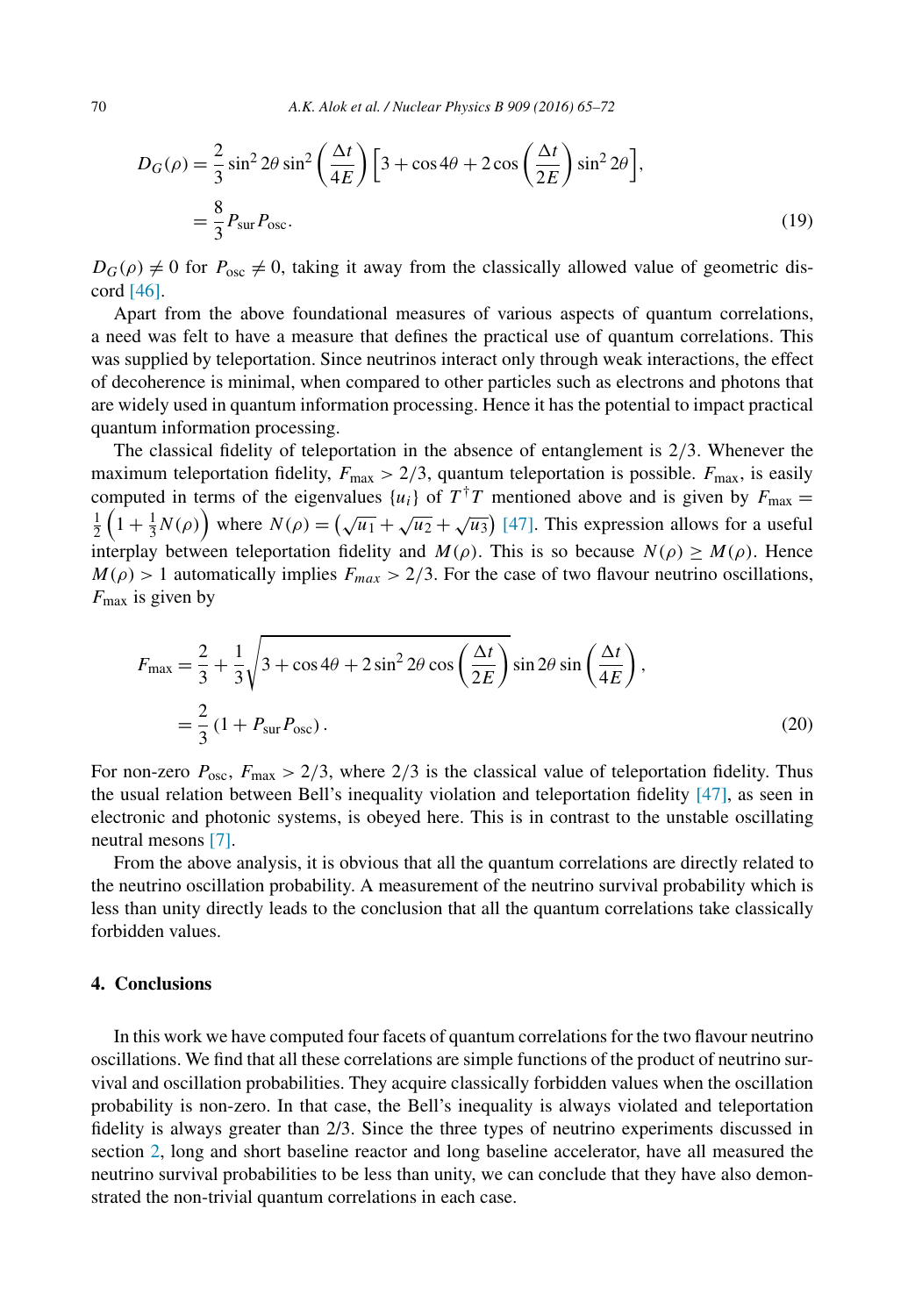$$
\begin{aligned}
D_G(\rho) &= \frac{2}{3}\sin^2 2\theta \sin^2\left(\frac{\Delta t}{4E}\right)\left[3+\cos 4\theta + 2\cos\left(\frac{\Delta t}{2E}\right)\sin^2 2\theta\right], \\
&= \frac{8}{3}P_{\rm sur}P_{\rm osc}.
\end{aligned}
\tag{19}
$$

$D_G(\rho) \neq 0$ for $P_{\rm osc} \neq 0$, taking it away from the classically allowed value of geometric discord [46].

Apart from the above foundational measures of various aspects of quantum correlations, a need was felt to have a measure that defines the practical use of quantum correlations. This was supplied by teleportation. Since neutrinos interact only through weak interactions, the effect of decoherence is minimal, when compared to other particles such as electrons and photons that are widely used in quantum information processing. Hence it has the potential to impact practical quantum information processing.

The classical fidelity of teleportation in the absence of entanglement is 2/3. Whenever the maximum teleportation fidelity, $F_{\rm max} > 2/3$, quantum teleportation is possible. $F_{\rm max}$, is easily computed in terms of the eigenvalues $\{u_i\}$ of $T^\dagger T$ mentioned above and is given by $F_{\rm max} = \frac{1}{2}\left(1+\frac{1}{3}N(\rho)\right)$ where $N(\rho) = \left(\sqrt{u_1}+\sqrt{u_2}+\sqrt{u_3}\right)$ [47]. This expression allows for a useful interplay between teleportation fidelity and $M(\rho)$. This is so because $N(\rho) \geq M(\rho)$. Hence $M(\rho) > 1$ automatically implies $F_{max} > 2/3$. For the case of two flavour neutrino oscillations, $F_{\rm max}$ is given by

$$
\begin{aligned}
F_{\rm max} &= \frac{2}{3} + \frac{1}{3}\sqrt{3+\cos 4\theta + 2\sin^2 2\theta \cos\left(\frac{\Delta t}{2E}\right)}\sin 2\theta \sin\left(\frac{\Delta t}{4E}\right), \\
&= \frac{2}{3}\left(1+P_{\rm sur}P_{\rm osc}\right).
\end{aligned}
\tag{20}
$$

For non-zero $P_{\rm osc}$, $F_{\rm max} > 2/3$, where 2/3 is the classical value of teleportation fidelity. Thus the usual relation between Bell's inequality violation and teleportation fidelity [47], as seen in electronic and photonic systems, is obeyed here. This is in contrast to the unstable oscillating neutral mesons [7].

From the above analysis, it is obvious that all the quantum correlations are directly related to the neutrino oscillation probability. A measurement of the neutrino survival probability which is less than unity directly leads to the conclusion that all the quantum correlations take classically forbidden values.

## 4. Conclusions

In this work we have computed four facets of quantum correlations for the two flavour neutrino oscillations. We find that all these correlations are simple functions of the product of neutrino survival and oscillation probabilities. They acquire classically forbidden values when the oscillation probability is non-zero. In that case, the Bell's inequality is always violated and teleportation fidelity is always greater than 2/3. Since the three types of neutrino experiments discussed in section 2, long and short baseline reactor and long baseline accelerator, have all measured the neutrino survival probabilities to be less than unity, we can conclude that they have also demonstrated the non-trivial quantum correlations in each case.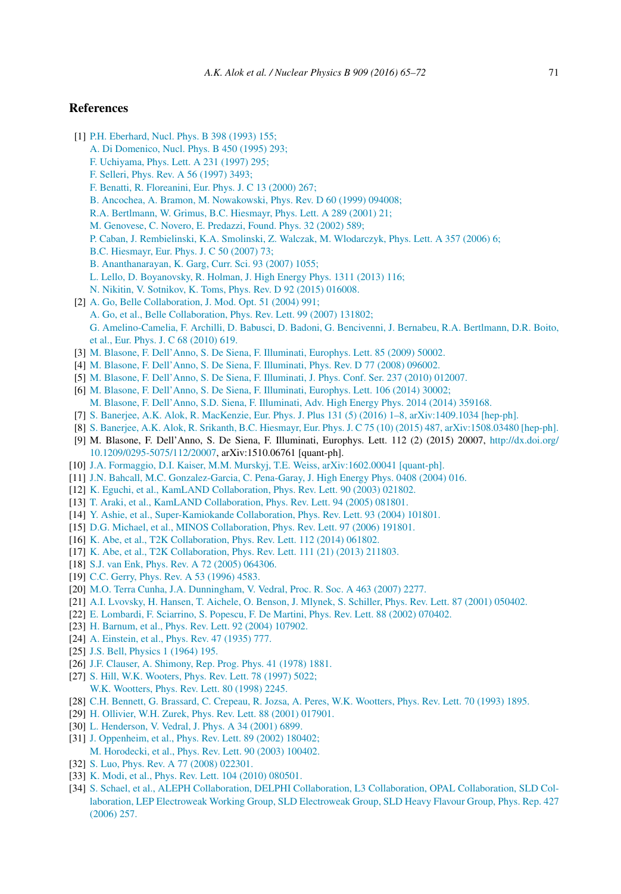## References

[1] P.H. Eberhard, Nucl. Phys. B 398 (1993) 155;
A. Di Domenico, Nucl. Phys. B 450 (1995) 293;
F. Uchiyama, Phys. Lett. A 231 (1997) 295;
F. Selleri, Phys. Rev. A 56 (1997) 3493;
F. Benatti, R. Floreanini, Eur. Phys. J. C 13 (2000) 267;
B. Ancochea, A. Bramon, M. Nowakowski, Phys. Rev. D 60 (1999) 094008;
R.A. Bertlmann, W. Grimus, B.C. Hiesmayr, Phys. Lett. A 289 (2001) 21;
M. Genovese, C. Novero, E. Predazzi, Found. Phys. 32 (2002) 589;
P. Caban, J. Rembielinski, K.A. Smolinski, Z. Walczak, M. Wlodarczyk, Phys. Lett. A 357 (2006) 6;
B.C. Hiesmayr, Eur. Phys. J. C 50 (2007) 73;
B. Ananthanarayan, K. Garg, Curr. Sci. 93 (2007) 1055;
L. Lello, D. Boyanovsky, R. Holman, J. High Energy Phys. 1311 (2013) 116;
N. Nikitin, V. Sotnikov, K. Toms, Phys. Rev. D 92 (2015) 016008.

[2] A. Go, Belle Collaboration, J. Mod. Opt. 51 (2004) 991;
A. Go, et al., Belle Collaboration, Phys. Rev. Lett. 99 (2007) 131802;
G. Amelino-Camelia, F. Archilli, D. Babusci, D. Badoni, G. Bencivenni, J. Bernabeu, R.A. Bertlmann, D.R. Boito, et al., Eur. Phys. J. C 68 (2010) 619.

[3] M. Blasone, F. Dell'Anno, S. De Siena, F. Illuminati, Europhys. Lett. 85 (2009) 50002.

[4] M. Blasone, F. Dell'Anno, S. De Siena, F. Illuminati, Phys. Rev. D 77 (2008) 096002.

[5] M. Blasone, F. Dell'Anno, S. De Siena, F. Illuminati, J. Phys. Conf. Ser. 237 (2010) 012007.

[6] M. Blasone, F. Dell'Anno, S. De Siena, F. Illuminati, Europhys. Lett. 106 (2014) 30002;
M. Blasone, F. Dell'Anno, S.D. Siena, F. Illuminati, Adv. High Energy Phys. 2014 (2014) 359168.

[7] S. Banerjee, A.K. Alok, R. MacKenzie, Eur. Phys. J. Plus 131 (5) (2016) 1–8, arXiv:1409.1034 [hep-ph].

[8] S. Banerjee, A.K. Alok, R. Srikanth, B.C. Hiesmayr, Eur. Phys. J. C 75 (10) (2015) 487, arXiv:1508.03480 [hep-ph].

[9] M. Blasone, F. Dell'Anno, S. De Siena, F. Illuminati, Europhys. Lett. 112 (2) (2015) 20007, http://dx.doi.org/10.1209/0295-5075/112/20007, arXiv:1510.06761 [quant-ph].

[10] J.A. Formaggio, D.I. Kaiser, M.M. Murskyj, T.E. Weiss, arXiv:1602.00041 [quant-ph].

[11] J.N. Bahcall, M.C. Gonzalez-Garcia, C. Pena-Garay, J. High Energy Phys. 0408 (2004) 016.

[12] K. Eguchi, et al., KamLAND Collaboration, Phys. Rev. Lett. 90 (2003) 021802.

[13] T. Araki, et al., KamLAND Collaboration, Phys. Rev. Lett. 94 (2005) 081801.

[14] Y. Ashie, et al., Super-Kamiokande Collaboration, Phys. Rev. Lett. 93 (2004) 101801.

[15] D.G. Michael, et al., MINOS Collaboration, Phys. Rev. Lett. 97 (2006) 191801.

[16] K. Abe, et al., T2K Collaboration, Phys. Rev. Lett. 112 (2014) 061802.

[17] K. Abe, et al., T2K Collaboration, Phys. Rev. Lett. 111 (21) (2013) 211803.

[18] S.J. van Enk, Phys. Rev. A 72 (2005) 064306.

[19] C.C. Gerry, Phys. Rev. A 53 (1996) 4583.

[20] M.O. Terra Cunha, J.A. Dunningham, V. Vedral, Proc. R. Soc. A 463 (2007) 2277.

[21] A.I. Lvovsky, H. Hansen, T. Aichele, O. Benson, J. Mlynek, S. Schiller, Phys. Rev. Lett. 87 (2001) 050402.

[22] E. Lombardi, F. Sciarrino, S. Popescu, F. De Martini, Phys. Rev. Lett. 88 (2002) 070402.

[23] H. Barnum, et al., Phys. Rev. Lett. 92 (2004) 107902.

[24] A. Einstein, et al., Phys. Rev. 47 (1935) 777.

[25] J.S. Bell, Physics 1 (1964) 195.

[26] J.F. Clauser, A. Shimony, Rep. Prog. Phys. 41 (1978) 1881.

[27] S. Hill, W.K. Wooters, Phys. Rev. Lett. 78 (1997) 5022;
W.K. Wootters, Phys. Rev. Lett. 80 (1998) 2245.

[28] C.H. Bennett, G. Brassard, C. Crepeau, R. Jozsa, A. Peres, W.K. Wootters, Phys. Rev. Lett. 70 (1993) 1895.

[29] H. Ollivier, W.H. Zurek, Phys. Rev. Lett. 88 (2001) 017901.

[30] L. Henderson, V. Vedral, J. Phys. A 34 (2001) 6899.

[31] J. Oppenheim, et al., Phys. Rev. Lett. 89 (2002) 180402;
M. Horodecki, et al., Phys. Rev. Lett. 90 (2003) 100402.

[32] S. Luo, Phys. Rev. A 77 (2008) 022301.

[33] K. Modi, et al., Phys. Rev. Lett. 104 (2010) 080501.

[34] S. Schael, et al., ALEPH Collaboration, DELPHI Collaboration, L3 Collaboration, OPAL Collaboration, SLD Collaboration, LEP Electroweak Working Group, SLD Electroweak Group, SLD Heavy Flavour Group, Phys. Rep. 427 (2006) 257.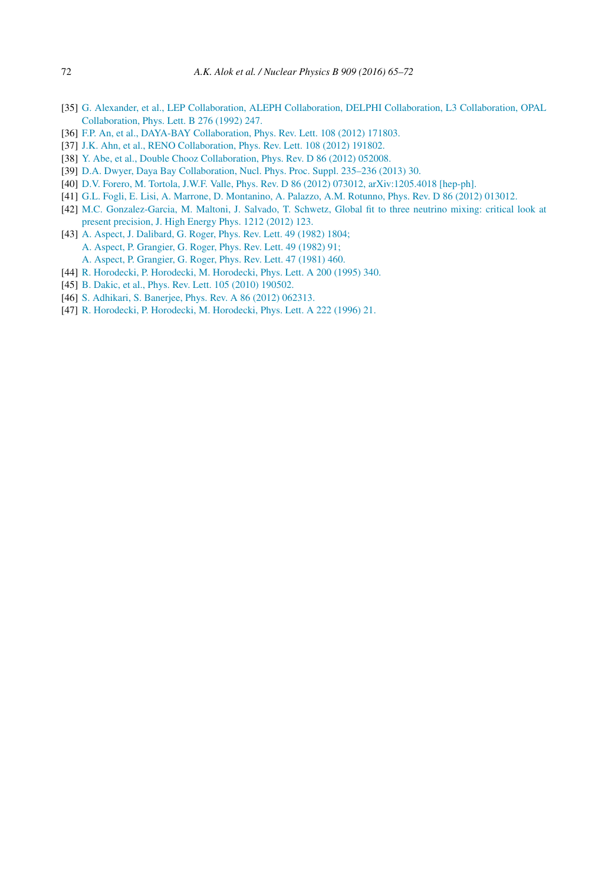[35] G. Alexander, et al., LEP Collaboration, ALEPH Collaboration, DELPHI Collaboration, L3 Collaboration, OPAL Collaboration, Phys. Lett. B 276 (1992) 247.

[36] F.P. An, et al., DAYA-BAY Collaboration, Phys. Rev. Lett. 108 (2012) 171803.

[37] J.K. Ahn, et al., RENO Collaboration, Phys. Rev. Lett. 108 (2012) 191802.

[38] Y. Abe, et al., Double Chooz Collaboration, Phys. Rev. D 86 (2012) 052008.

[39] D.A. Dwyer, Daya Bay Collaboration, Nucl. Phys. Proc. Suppl. 235–236 (2013) 30.

[40] D.V. Forero, M. Tortola, J.W.F. Valle, Phys. Rev. D 86 (2012) 073012, arXiv:1205.4018 [hep-ph].

[41] G.L. Fogli, E. Lisi, A. Marrone, D. Montanino, A. Palazzo, A.M. Rotunno, Phys. Rev. D 86 (2012) 013012.

[42] M.C. Gonzalez-Garcia, M. Maltoni, J. Salvado, T. Schwetz, Global fit to three neutrino mixing: critical look at present precision, J. High Energy Phys. 1212 (2012) 123.

[43] A. Aspect, J. Dalibard, G. Roger, Phys. Rev. Lett. 49 (1982) 1804;
A. Aspect, P. Grangier, G. Roger, Phys. Rev. Lett. 49 (1982) 91;
A. Aspect, P. Grangier, G. Roger, Phys. Rev. Lett. 47 (1981) 460.

[44] R. Horodecki, P. Horodecki, M. Horodecki, Phys. Lett. A 200 (1995) 340.

[45] B. Dakic, et al., Phys. Rev. Lett. 105 (2010) 190502.

[46] S. Adhikari, S. Banerjee, Phys. Rev. A 86 (2012) 062313.

[47] R. Horodecki, P. Horodecki, M. Horodecki, Phys. Lett. A 222 (1996) 21.